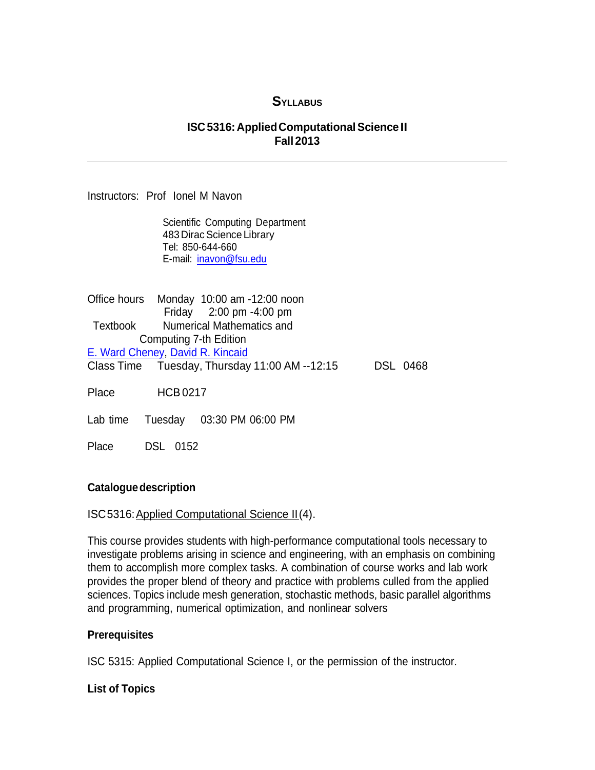# Syllabus

## ISC 5316: Applied Computational Science II
## Fall 2013

---

Instructors: Prof Ionel M Navon

Scientific Computing Department
483 Dirac Science Library
Tel: 850-644-660
E-mail: inavon@fsu.edu

Office hours Monday 10:00 am -12:00 noon
Friday 2:00 pm -4:00 pm

Textbook Numerical Mathematics and Computing 7-th Edition
E. Ward Cheney, David R. Kincaid

Class Time Tuesday, Thursday 11:00 AM --12:15 DSL 0468

Place HCB 0217

Lab time Tuesday 03:30 PM 06:00 PM

Place DSL 0152

**Catalogue description**

ISC 5316: Applied Computational Science II (4).

This course provides students with high-performance computational tools necessary to investigate problems arising in science and engineering, with an emphasis on combining them to accomplish more complex tasks. A combination of course works and lab work provides the proper blend of theory and practice with problems culled from the applied sciences. Topics include mesh generation, stochastic methods, basic parallel algorithms and programming, numerical optimization, and nonlinear solvers

**Prerequisites**

ISC 5315: Applied Computational Science I, or the permission of the instructor.

**List of Topics**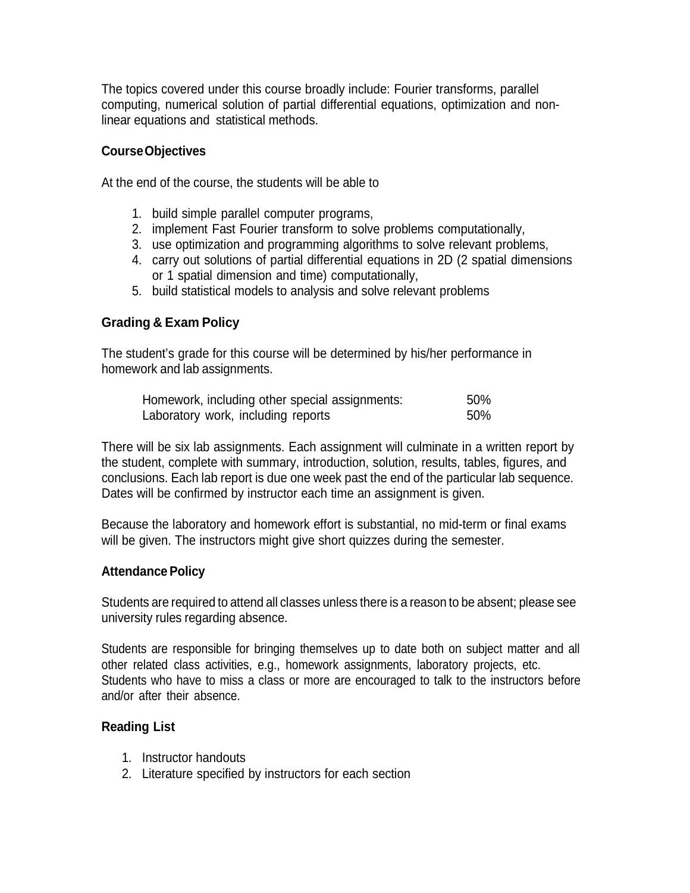The topics covered under this course broadly include: Fourier transforms, parallel computing, numerical solution of partial differential equations, optimization and non-linear equations and statistical methods.

### Course Objectives

At the end of the course, the students will be able to

1. build simple parallel computer programs,
2. implement Fast Fourier transform to solve problems computationally,
3. use optimization and programming algorithms to solve relevant problems,
4. carry out solutions of partial differential equations in 2D (2 spatial dimensions or 1 spatial dimension and time) computationally,
5. build statistical models to analysis and solve relevant problems

### Grading & Exam Policy

The student's grade for this course will be determined by his/her performance in homework and lab assignments.

| | |
|---|---|
| Homework, including other special assignments: | 50% |
| Laboratory work, including reports | 50% |

There will be six lab assignments. Each assignment will culminate in a written report by the student, complete with summary, introduction, solution, results, tables, figures, and conclusions. Each lab report is due one week past the end of the particular lab sequence. Dates will be confirmed by instructor each time an assignment is given.

Because the laboratory and homework effort is substantial, no mid-term or final exams will be given. The instructors might give short quizzes during the semester.

### Attendance Policy

Students are required to attend all classes unless there is a reason to be absent; please see university rules regarding absence.

Students are responsible for bringing themselves up to date both on subject matter and all other related class activities, e.g., homework assignments, laboratory projects, etc. Students who have to miss a class or more are encouraged to talk to the instructors before and/or after their absence.

### Reading List

1. Instructor handouts
2. Literature specified by instructors for each section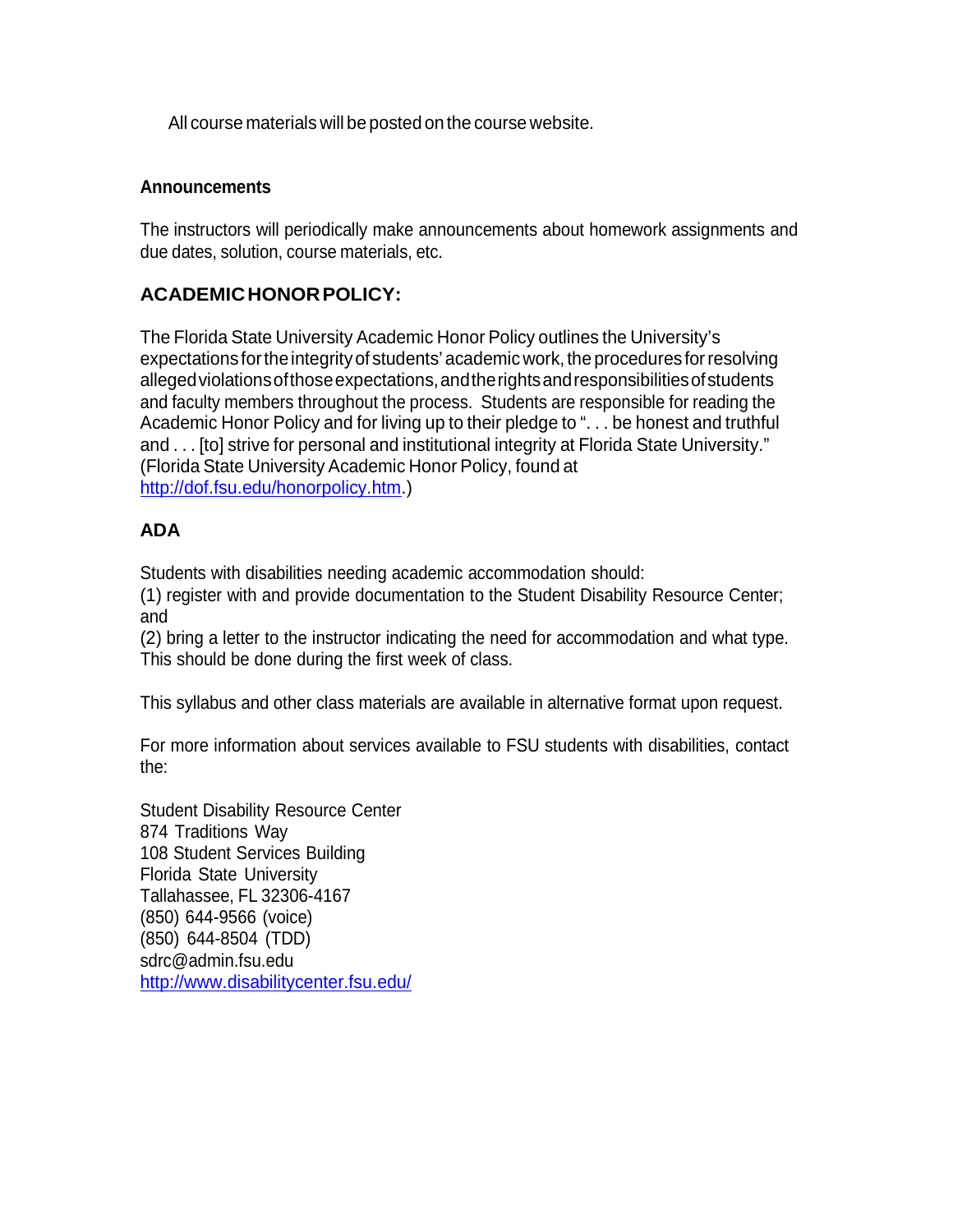All course materials will be posted on the course website.

**Announcements**

The instructors will periodically make announcements about homework assignments and due dates, solution, course materials, etc.

## ACADEMIC HONOR POLICY:

The Florida State University Academic Honor Policy outlines the University's expectations for the integrity of students' academic work, the procedures for resolving alleged violations of those expectations, and the rights and responsibilities of students and faculty members throughout the process. Students are responsible for reading the Academic Honor Policy and for living up to their pledge to ". . . be honest and truthful and . . . [to] strive for personal and institutional integrity at Florida State University." (Florida State University Academic Honor Policy, found at [http://dof.fsu.edu/honorpolicy.htm](http://dof.fsu.edu/honorpolicy.htm).)

## ADA

Students with disabilities needing academic accommodation should:
(1) register with and provide documentation to the Student Disability Resource Center; and
(2) bring a letter to the instructor indicating the need for accommodation and what type. This should be done during the first week of class.

This syllabus and other class materials are available in alternative format upon request.

For more information about services available to FSU students with disabilities, contact the:

Student Disability Resource Center
874 Traditions Way
108 Student Services Building
Florida State University
Tallahassee, FL 32306-4167
(850) 644-9566 (voice)
(850) 644-8504 (TDD)
sdrc@admin.fsu.edu
[http://www.disabilitycenter.fsu.edu/](http://www.disabilitycenter.fsu.edu/)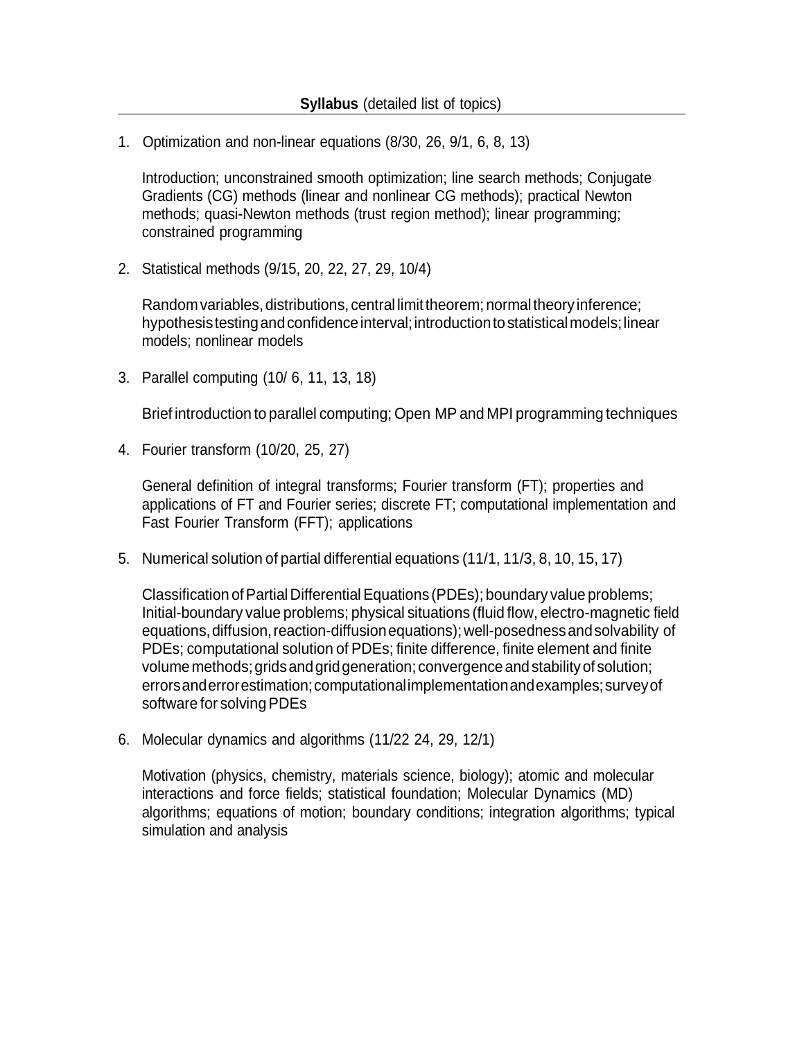**Syllabus** (detailed list of topics)

1. Optimization and non-linear equations (8/30, 26, 9/1, 6, 8, 13)

   Introduction; unconstrained smooth optimization; line search methods; Conjugate Gradients (CG) methods (linear and nonlinear CG methods); practical Newton methods; quasi-Newton methods (trust region method); linear programming; constrained programming

2. Statistical methods (9/15, 20, 22, 27, 29, 10/4)

   Random variables, distributions, central limit theorem; normal theory inference; hypothesis testing and confidence interval; introduction to statistical models; linear models; nonlinear models

3. Parallel computing (10/ 6, 11, 13, 18)

   Brief introduction to parallel computing; Open MP and MPI programming techniques

4. Fourier transform (10/20, 25, 27)

   General definition of integral transforms; Fourier transform (FT); properties and applications of FT and Fourier series; discrete FT; computational implementation and Fast Fourier Transform (FFT); applications

5. Numerical solution of partial differential equations (11/1, 11/3, 8, 10, 15, 17)

   Classification of Partial Differential Equations (PDEs); boundary value problems; Initial-boundary value problems; physical situations (fluid flow, electro-magnetic field equations, diffusion, reaction-diffusion equations); well-posedness and solvability of PDEs; computational solution of PDEs; finite difference, finite element and finite volume methods; grids and grid generation; convergence and stability of solution; errors and error estimation; computational implementation and examples; survey of software for solving PDEs

6. Molecular dynamics and algorithms (11/22 24, 29, 12/1)

   Motivation (physics, chemistry, materials science, biology); atomic and molecular interactions and force fields; statistical foundation; Molecular Dynamics (MD) algorithms; equations of motion; boundary conditions; integration algorithms; typical simulation and analysis